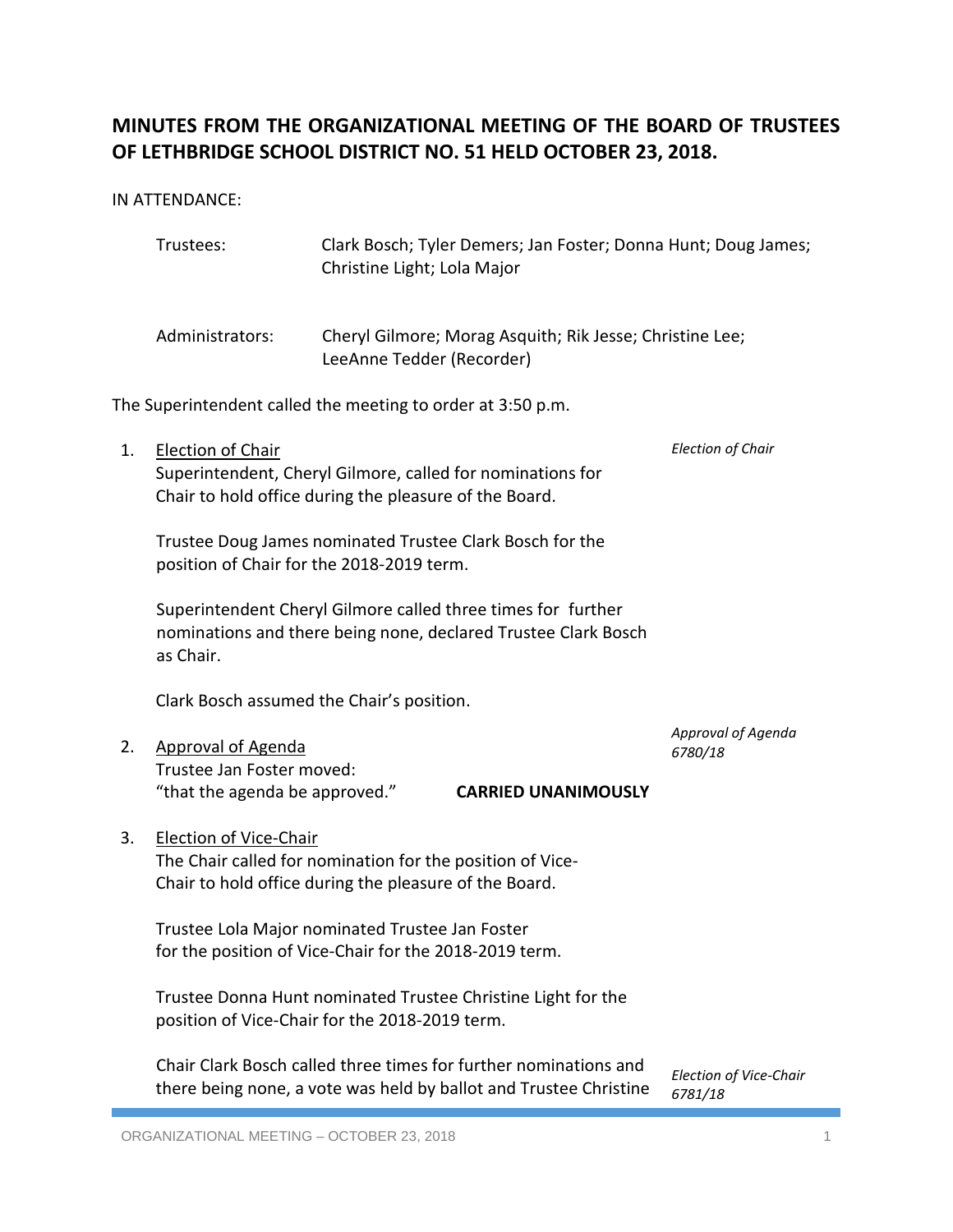# MINUTES FROM THE ORGANIZATIONAL MEETING OF THE BOARD OF TRUSTEES OF LETHBRIDGE SCHOOL DISTRICT NO. 51 HELD OCTOBER 23, 2018.

IN ATTENDANCE:

| | |
|---|---|
| Trustees: | Clark Bosch; Tyler Demers; Jan Foster; Donna Hunt; Doug James; Christine Light; Lola Major |
| Administrators: | Cheryl Gilmore; Morag Asquith; Rik Jesse; Christine Lee; LeeAnne Tedder (Recorder) |

The Superintendent called the meeting to order at 3:50 p.m.

1. <u>Election of Chair</u>

   *Election of Chair*

   Superintendent, Cheryl Gilmore, called for nominations for Chair to hold office during the pleasure of the Board.

   Trustee Doug James nominated Trustee Clark Bosch for the position of Chair for the 2018-2019 term.

   Superintendent Cheryl Gilmore called three times for further nominations and there being none, declared Trustee Clark Bosch as Chair.

   Clark Bosch assumed the Chair's position.

2. <u>Approval of Agenda</u>

   *Approval of Agenda 6780/18*

   Trustee Jan Foster moved:
   "that the agenda be approved." **CARRIED UNANIMOUSLY**

3. <u>Election of Vice-Chair</u>

   The Chair called for nomination for the position of Vice-Chair to hold office during the pleasure of the Board.

   Trustee Lola Major nominated Trustee Jan Foster for the position of Vice-Chair for the 2018-2019 term.

   Trustee Donna Hunt nominated Trustee Christine Light for the position of Vice-Chair for the 2018-2019 term.

   *Election of Vice-Chair 6781/18*

   Chair Clark Bosch called three times for further nominations and there being none, a vote was held by ballot and Trustee Christine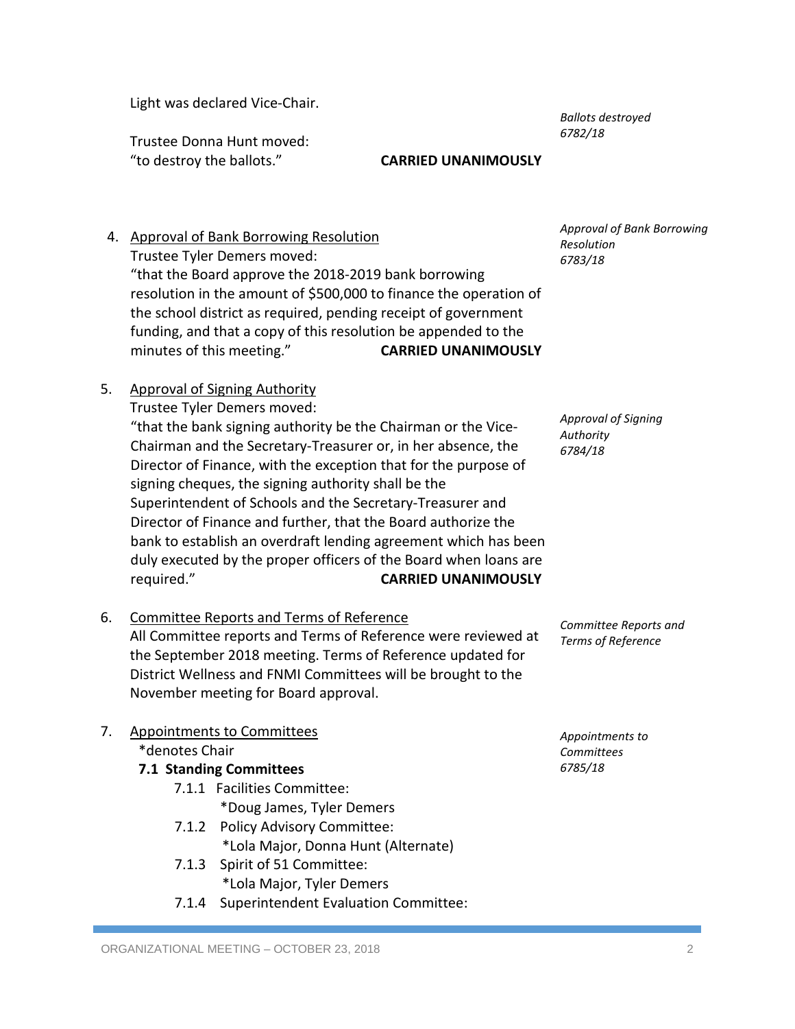Light was declared Vice-Chair.

Trustee Donna Hunt moved:
"to destroy the ballots." **CARRIED UNANIMOUSLY**

*Ballots destroyed 6782/18*

4. Approval of Bank Borrowing Resolution
   Trustee Tyler Demers moved:
   "that the Board approve the 2018-2019 bank borrowing resolution in the amount of $500,000 to finance the operation of the school district as required, pending receipt of government funding, and that a copy of this resolution be appended to the minutes of this meeting." **CARRIED UNANIMOUSLY**

*Approval of Bank Borrowing Resolution 6783/18*

5. Approval of Signing Authority
   Trustee Tyler Demers moved:
   "that the bank signing authority be the Chairman or the Vice-Chairman and the Secretary-Treasurer or, in her absence, the Director of Finance, with the exception that for the purpose of signing cheques, the signing authority shall be the Superintendent of Schools and the Secretary-Treasurer and Director of Finance and further, that the Board authorize the bank to establish an overdraft lending agreement which has been duly executed by the proper officers of the Board when loans are required." **CARRIED UNANIMOUSLY**

*Approval of Signing Authority 6784/18*

6. Committee Reports and Terms of Reference
   All Committee reports and Terms of Reference were reviewed at the September 2018 meeting. Terms of Reference updated for District Wellness and FNMI Committees will be brought to the November meeting for Board approval.

*Committee Reports and Terms of Reference*

7. Appointments to Committees
   *denotes Chair
   **7.1 Standing Committees**
   - 7.1.1 Facilities Committee:
     *Doug James, Tyler Demers
   - 7.1.2 Policy Advisory Committee:
     *Lola Major, Donna Hunt (Alternate)
   - 7.1.3 Spirit of 51 Committee:
     *Lola Major, Tyler Demers
   - 7.1.4 Superintendent Evaluation Committee:

*Appointments to Committees 6785/18*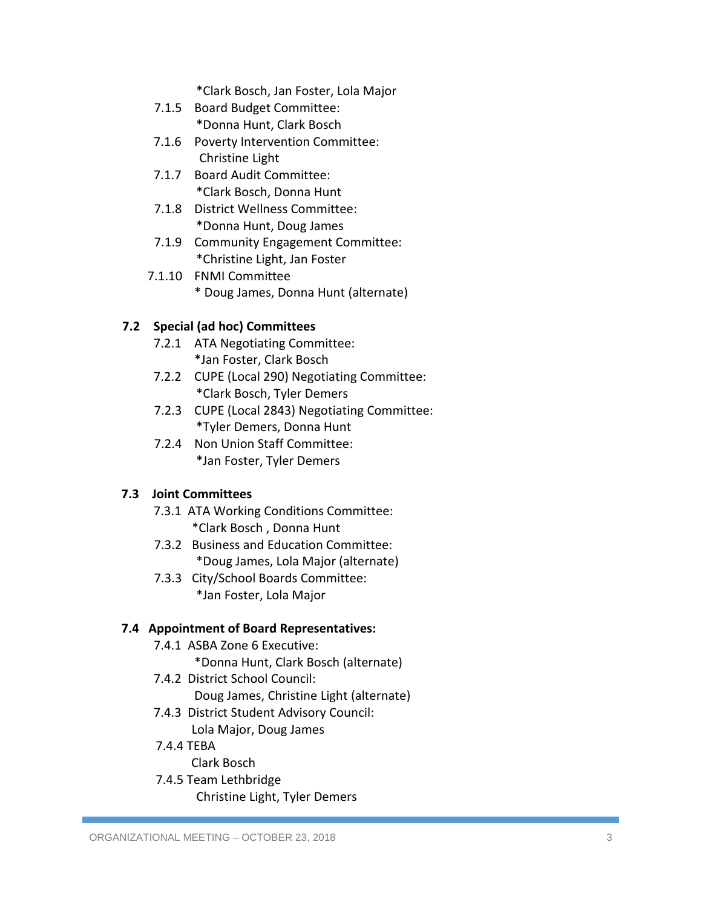*Clark Bosch, Jan Foster, Lola Major

- 7.1.5 Board Budget Committee:
  *Donna Hunt, Clark Bosch
- 7.1.6 Poverty Intervention Committee:
  Christine Light
- 7.1.7 Board Audit Committee:
  *Clark Bosch, Donna Hunt
- 7.1.8 District Wellness Committee:
  *Donna Hunt, Doug James
- 7.1.9 Community Engagement Committee:
  *Christine Light, Jan Foster
- 7.1.10 FNMI Committee
  * Doug James, Donna Hunt (alternate)

**7.2 Special (ad hoc) Committees**

- 7.2.1 ATA Negotiating Committee:
  *Jan Foster, Clark Bosch
- 7.2.2 CUPE (Local 290) Negotiating Committee:
  *Clark Bosch, Tyler Demers
- 7.2.3 CUPE (Local 2843) Negotiating Committee:
  *Tyler Demers, Donna Hunt
- 7.2.4 Non Union Staff Committee:
  *Jan Foster, Tyler Demers

**7.3 Joint Committees**

- 7.3.1 ATA Working Conditions Committee:
  *Clark Bosch , Donna Hunt
- 7.3.2 Business and Education Committee:
  *Doug James, Lola Major (alternate)
- 7.3.3 City/School Boards Committee:
  *Jan Foster, Lola Major

**7.4 Appointment of Board Representatives:**

- 7.4.1 ASBA Zone 6 Executive:
  *Donna Hunt, Clark Bosch (alternate)
- 7.4.2 District School Council:
  Doug James, Christine Light (alternate)
- 7.4.3 District Student Advisory Council:
  Lola Major, Doug James
- 7.4.4 TEBA
  Clark Bosch
- 7.4.5 Team Lethbridge
  Christine Light, Tyler Demers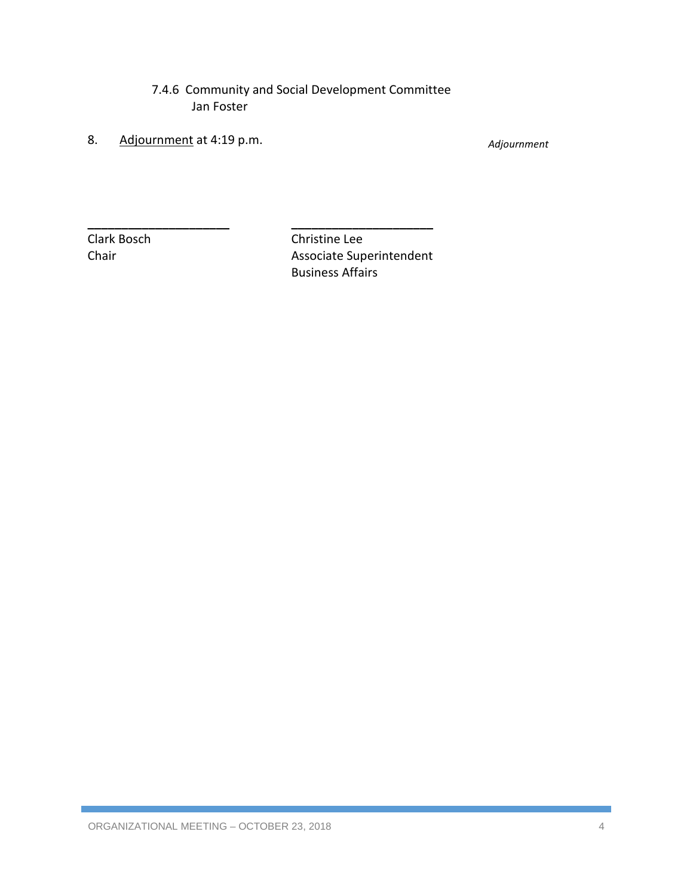7.4.6 Community and Social Development Committee
Jan Foster

8. Adjournment at 4:19 p.m. *Adjournment*

| | |
|---|---|
| \_\_\_\_\_\_\_\_\_\_\_\_\_\_\_\_\_\_\_\_\_\_ | \_\_\_\_\_\_\_\_\_\_\_\_\_\_\_\_\_\_\_\_\_\_ |
| Clark Bosch | Christine Lee |
| Chair | Associate Superintendent |
| | Business Affairs |